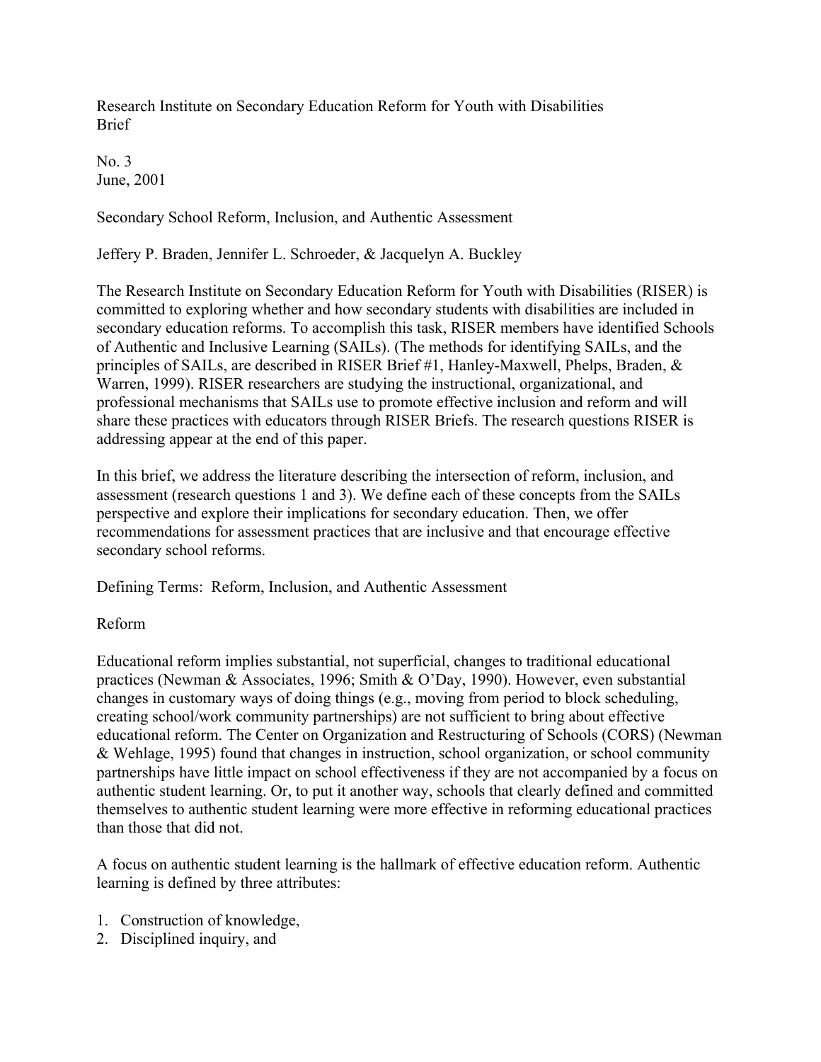Research Institute on Secondary Education Reform for Youth with Disabilities
Brief

No. 3
June, 2001

# Secondary School Reform, Inclusion, and Authentic Assessment

Jeffery P. Braden, Jennifer L. Schroeder, & Jacquelyn A. Buckley

The Research Institute on Secondary Education Reform for Youth with Disabilities (RISER) is committed to exploring whether and how secondary students with disabilities are included in secondary education reforms. To accomplish this task, RISER members have identified Schools of Authentic and Inclusive Learning (SAILs). (The methods for identifying SAILs, and the principles of SAILs, are described in RISER Brief #1, Hanley-Maxwell, Phelps, Braden, & Warren, 1999). RISER researchers are studying the instructional, organizational, and professional mechanisms that SAILs use to promote effective inclusion and reform and will share these practices with educators through RISER Briefs. The research questions RISER is addressing appear at the end of this paper.

In this brief, we address the literature describing the intersection of reform, inclusion, and assessment (research questions 1 and 3). We define each of these concepts from the SAILs perspective and explore their implications for secondary education. Then, we offer recommendations for assessment practices that are inclusive and that encourage effective secondary school reforms.

## Defining Terms: Reform, Inclusion, and Authentic Assessment

### Reform

Educational reform implies substantial, not superficial, changes to traditional educational practices (Newman & Associates, 1996; Smith & O'Day, 1990). However, even substantial changes in customary ways of doing things (e.g., moving from period to block scheduling, creating school/work community partnerships) are not sufficient to bring about effective educational reform. The Center on Organization and Restructuring of Schools (CORS) (Newman & Wehlage, 1995) found that changes in instruction, school organization, or school community partnerships have little impact on school effectiveness if they are not accompanied by a focus on authentic student learning. Or, to put it another way, schools that clearly defined and committed themselves to authentic student learning were more effective in reforming educational practices than those that did not.

A focus on authentic student learning is the hallmark of effective education reform. Authentic learning is defined by three attributes:

1. Construction of knowledge,
2. Disciplined inquiry, and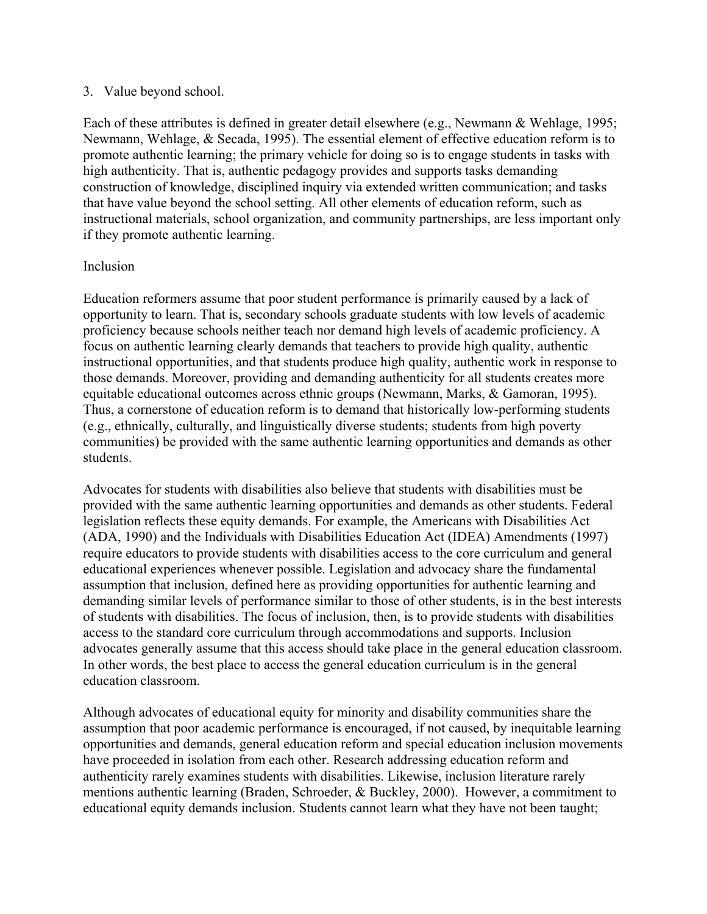3. Value beyond school.

Each of these attributes is defined in greater detail elsewhere (e.g., Newmann & Wehlage, 1995; Newmann, Wehlage, & Secada, 1995). The essential element of effective education reform is to promote authentic learning; the primary vehicle for doing so is to engage students in tasks with high authenticity. That is, authentic pedagogy provides and supports tasks demanding construction of knowledge, disciplined inquiry via extended written communication; and tasks that have value beyond the school setting. All other elements of education reform, such as instructional materials, school organization, and community partnerships, are less important only if they promote authentic learning.

## Inclusion

Education reformers assume that poor student performance is primarily caused by a lack of opportunity to learn. That is, secondary schools graduate students with low levels of academic proficiency because schools neither teach nor demand high levels of academic proficiency. A focus on authentic learning clearly demands that teachers to provide high quality, authentic instructional opportunities, and that students produce high quality, authentic work in response to those demands. Moreover, providing and demanding authenticity for all students creates more equitable educational outcomes across ethnic groups (Newmann, Marks, & Gamoran, 1995). Thus, a cornerstone of education reform is to demand that historically low-performing students (e.g., ethnically, culturally, and linguistically diverse students; students from high poverty communities) be provided with the same authentic learning opportunities and demands as other students.

Advocates for students with disabilities also believe that students with disabilities must be provided with the same authentic learning opportunities and demands as other students. Federal legislation reflects these equity demands. For example, the Americans with Disabilities Act (ADA, 1990) and the Individuals with Disabilities Education Act (IDEA) Amendments (1997) require educators to provide students with disabilities access to the core curriculum and general educational experiences whenever possible. Legislation and advocacy share the fundamental assumption that inclusion, defined here as providing opportunities for authentic learning and demanding similar levels of performance similar to those of other students, is in the best interests of students with disabilities. The focus of inclusion, then, is to provide students with disabilities access to the standard core curriculum through accommodations and supports. Inclusion advocates generally assume that this access should take place in the general education classroom. In other words, the best place to access the general education curriculum is in the general education classroom.

Although advocates of educational equity for minority and disability communities share the assumption that poor academic performance is encouraged, if not caused, by inequitable learning opportunities and demands, general education reform and special education inclusion movements have proceeded in isolation from each other. Research addressing education reform and authenticity rarely examines students with disabilities. Likewise, inclusion literature rarely mentions authentic learning (Braden, Schroeder, & Buckley, 2000). However, a commitment to educational equity demands inclusion. Students cannot learn what they have not been taught;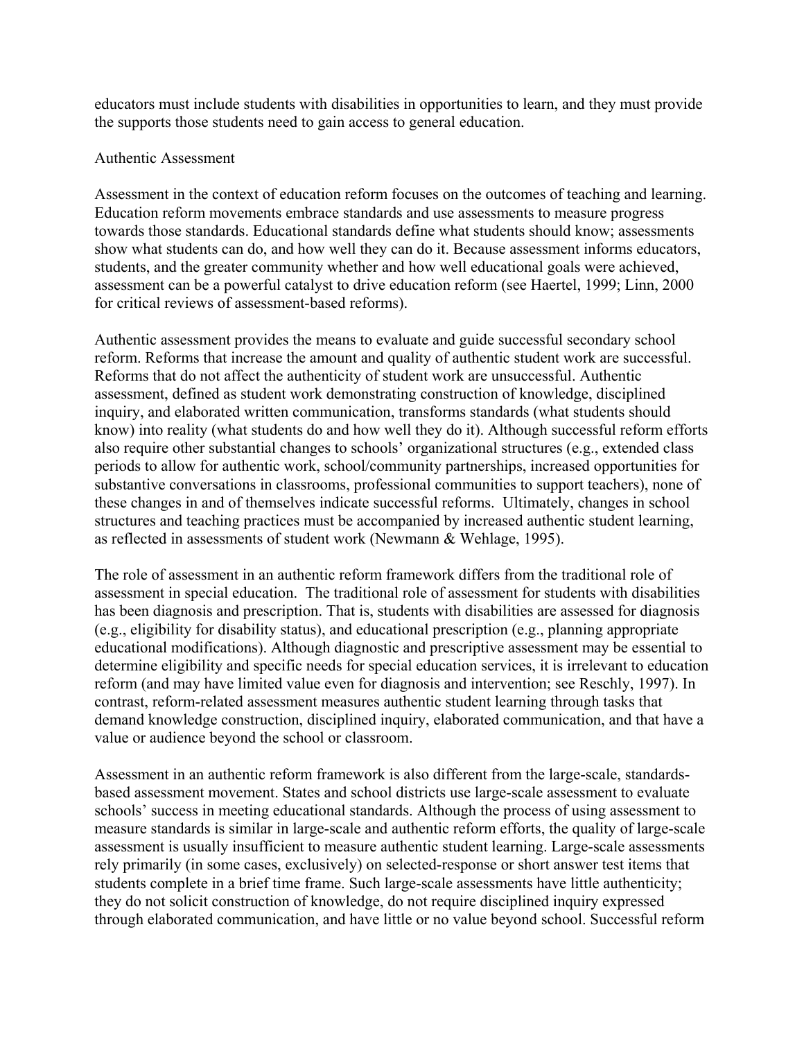educators must include students with disabilities in opportunities to learn, and they must provide the supports those students need to gain access to general education.

## Authentic Assessment

Assessment in the context of education reform focuses on the outcomes of teaching and learning. Education reform movements embrace standards and use assessments to measure progress towards those standards. Educational standards define what students should know; assessments show what students can do, and how well they can do it. Because assessment informs educators, students, and the greater community whether and how well educational goals were achieved, assessment can be a powerful catalyst to drive education reform (see Haertel, 1999; Linn, 2000 for critical reviews of assessment-based reforms).

Authentic assessment provides the means to evaluate and guide successful secondary school reform. Reforms that increase the amount and quality of authentic student work are successful. Reforms that do not affect the authenticity of student work are unsuccessful. Authentic assessment, defined as student work demonstrating construction of knowledge, disciplined inquiry, and elaborated written communication, transforms standards (what students should know) into reality (what students do and how well they do it). Although successful reform efforts also require other substantial changes to schools' organizational structures (e.g., extended class periods to allow for authentic work, school/community partnerships, increased opportunities for substantive conversations in classrooms, professional communities to support teachers), none of these changes in and of themselves indicate successful reforms. Ultimately, changes in school structures and teaching practices must be accompanied by increased authentic student learning, as reflected in assessments of student work (Newmann & Wehlage, 1995).

The role of assessment in an authentic reform framework differs from the traditional role of assessment in special education. The traditional role of assessment for students with disabilities has been diagnosis and prescription. That is, students with disabilities are assessed for diagnosis (e.g., eligibility for disability status), and educational prescription (e.g., planning appropriate educational modifications). Although diagnostic and prescriptive assessment may be essential to determine eligibility and specific needs for special education services, it is irrelevant to education reform (and may have limited value even for diagnosis and intervention; see Reschly, 1997). In contrast, reform-related assessment measures authentic student learning through tasks that demand knowledge construction, disciplined inquiry, elaborated communication, and that have a value or audience beyond the school or classroom.

Assessment in an authentic reform framework is also different from the large-scale, standards-based assessment movement. States and school districts use large-scale assessment to evaluate schools' success in meeting educational standards. Although the process of using assessment to measure standards is similar in large-scale and authentic reform efforts, the quality of large-scale assessment is usually insufficient to measure authentic student learning. Large-scale assessments rely primarily (in some cases, exclusively) on selected-response or short answer test items that students complete in a brief time frame. Such large-scale assessments have little authenticity; they do not solicit construction of knowledge, do not require disciplined inquiry expressed through elaborated communication, and have little or no value beyond school. Successful reform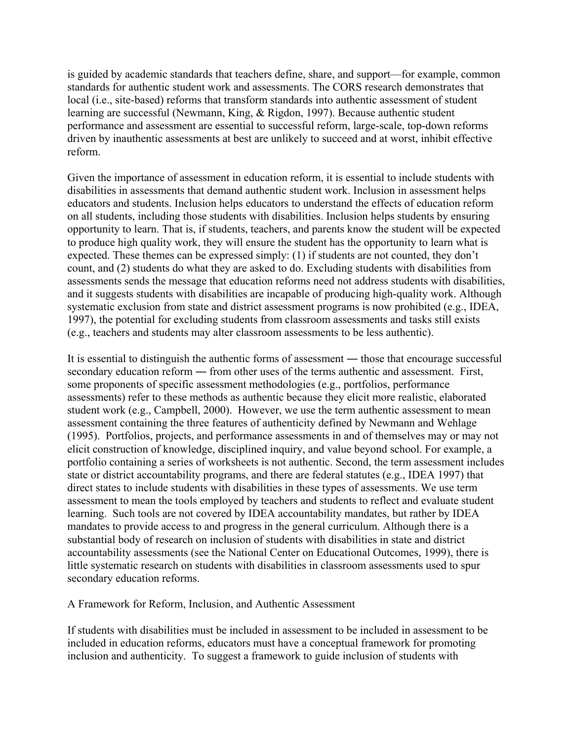is guided by academic standards that teachers define, share, and support—for example, common standards for authentic student work and assessments. The CORS research demonstrates that local (i.e., site-based) reforms that transform standards into authentic assessment of student learning are successful (Newmann, King, & Rigdon, 1997). Because authentic student performance and assessment are essential to successful reform, large-scale, top-down reforms driven by inauthentic assessments at best are unlikely to succeed and at worst, inhibit effective reform.

Given the importance of assessment in education reform, it is essential to include students with disabilities in assessments that demand authentic student work. Inclusion in assessment helps educators and students. Inclusion helps educators to understand the effects of education reform on all students, including those students with disabilities. Inclusion helps students by ensuring opportunity to learn. That is, if students, teachers, and parents know the student will be expected to produce high quality work, they will ensure the student has the opportunity to learn what is expected. These themes can be expressed simply: (1) if students are not counted, they don't count, and (2) students do what they are asked to do. Excluding students with disabilities from assessments sends the message that education reforms need not address students with disabilities, and it suggests students with disabilities are incapable of producing high-quality work. Although systematic exclusion from state and district assessment programs is now prohibited (e.g., IDEA, 1997), the potential for excluding students from classroom assessments and tasks still exists (e.g., teachers and students may alter classroom assessments to be less authentic).

It is essential to distinguish the authentic forms of assessment ― those that encourage successful secondary education reform ― from other uses of the terms authentic and assessment. First, some proponents of specific assessment methodologies (e.g., portfolios, performance assessments) refer to these methods as authentic because they elicit more realistic, elaborated student work (e.g., Campbell, 2000). However, we use the term authentic assessment to mean assessment containing the three features of authenticity defined by Newmann and Wehlage (1995). Portfolios, projects, and performance assessments in and of themselves may or may not elicit construction of knowledge, disciplined inquiry, and value beyond school. For example, a portfolio containing a series of worksheets is not authentic. Second, the term assessment includes state or district accountability programs, and there are federal statutes (e.g., IDEA 1997) that direct states to include students with disabilities in these types of assessments. We use term assessment to mean the tools employed by teachers and students to reflect and evaluate student learning. Such tools are not covered by IDEA accountability mandates, but rather by IDEA mandates to provide access to and progress in the general curriculum. Although there is a substantial body of research on inclusion of students with disabilities in state and district accountability assessments (see the National Center on Educational Outcomes, 1999), there is little systematic research on students with disabilities in classroom assessments used to spur secondary education reforms.

## A Framework for Reform, Inclusion, and Authentic Assessment

If students with disabilities must be included in assessment to be included in assessment to be included in education reforms, educators must have a conceptual framework for promoting inclusion and authenticity. To suggest a framework to guide inclusion of students with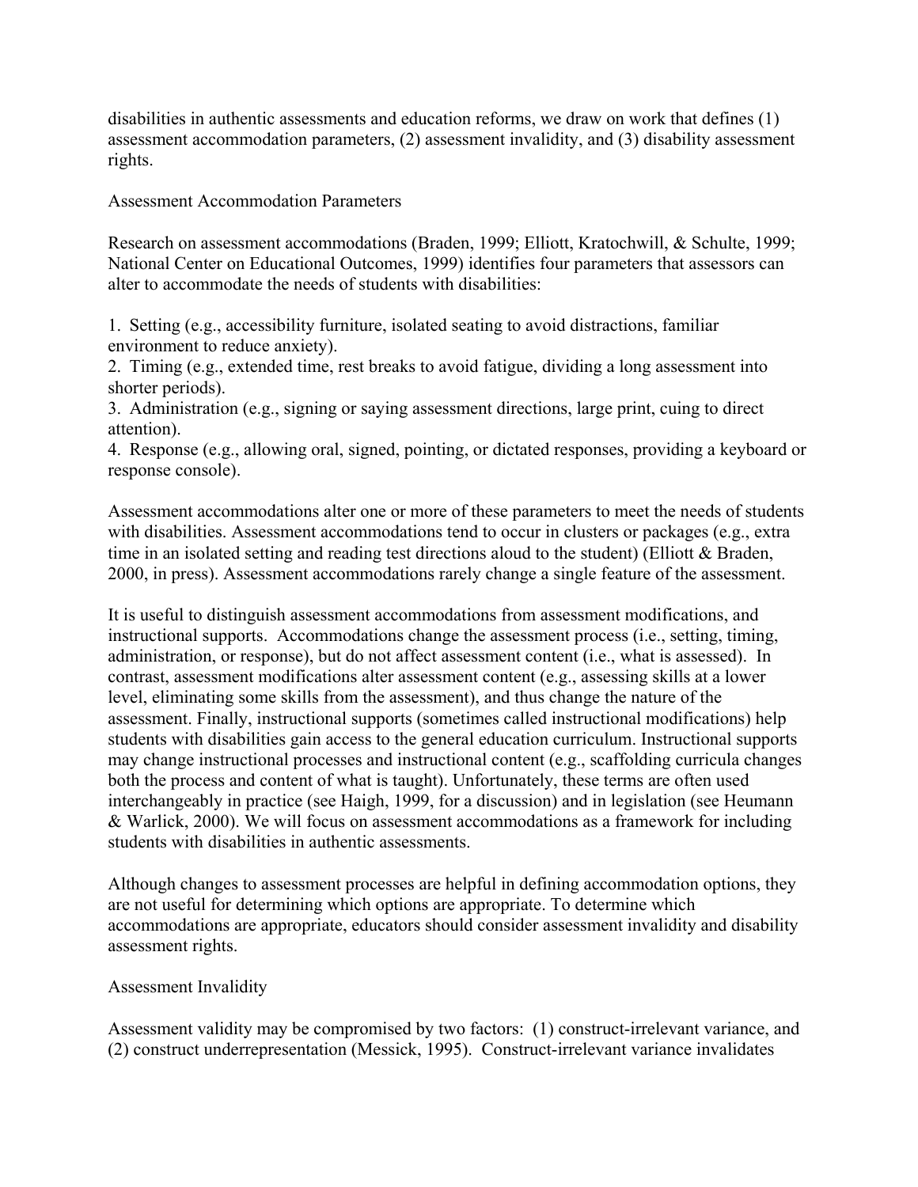disabilities in authentic assessments and education reforms, we draw on work that defines (1) assessment accommodation parameters, (2) assessment invalidity, and (3) disability assessment rights.

## Assessment Accommodation Parameters

Research on assessment accommodations (Braden, 1999; Elliott, Kratochwill, & Schulte, 1999; National Center on Educational Outcomes, 1999) identifies four parameters that assessors can alter to accommodate the needs of students with disabilities:

1. Setting (e.g., accessibility furniture, isolated seating to avoid distractions, familiar environment to reduce anxiety).
2. Timing (e.g., extended time, rest breaks to avoid fatigue, dividing a long assessment into shorter periods).
3. Administration (e.g., signing or saying assessment directions, large print, cuing to direct attention).
4. Response (e.g., allowing oral, signed, pointing, or dictated responses, providing a keyboard or response console).

Assessment accommodations alter one or more of these parameters to meet the needs of students with disabilities. Assessment accommodations tend to occur in clusters or packages (e.g., extra time in an isolated setting and reading test directions aloud to the student) (Elliott & Braden, 2000, in press). Assessment accommodations rarely change a single feature of the assessment.

It is useful to distinguish assessment accommodations from assessment modifications, and instructional supports. Accommodations change the assessment process (i.e., setting, timing, administration, or response), but do not affect assessment content (i.e., what is assessed). In contrast, assessment modifications alter assessment content (e.g., assessing skills at a lower level, eliminating some skills from the assessment), and thus change the nature of the assessment. Finally, instructional supports (sometimes called instructional modifications) help students with disabilities gain access to the general education curriculum. Instructional supports may change instructional processes and instructional content (e.g., scaffolding curricula changes both the process and content of what is taught). Unfortunately, these terms are often used interchangeably in practice (see Haigh, 1999, for a discussion) and in legislation (see Heumann & Warlick, 2000). We will focus on assessment accommodations as a framework for including students with disabilities in authentic assessments.

Although changes to assessment processes are helpful in defining accommodation options, they are not useful for determining which options are appropriate. To determine which accommodations are appropriate, educators should consider assessment invalidity and disability assessment rights.

## Assessment Invalidity

Assessment validity may be compromised by two factors: (1) construct-irrelevant variance, and (2) construct underrepresentation (Messick, 1995). Construct-irrelevant variance invalidates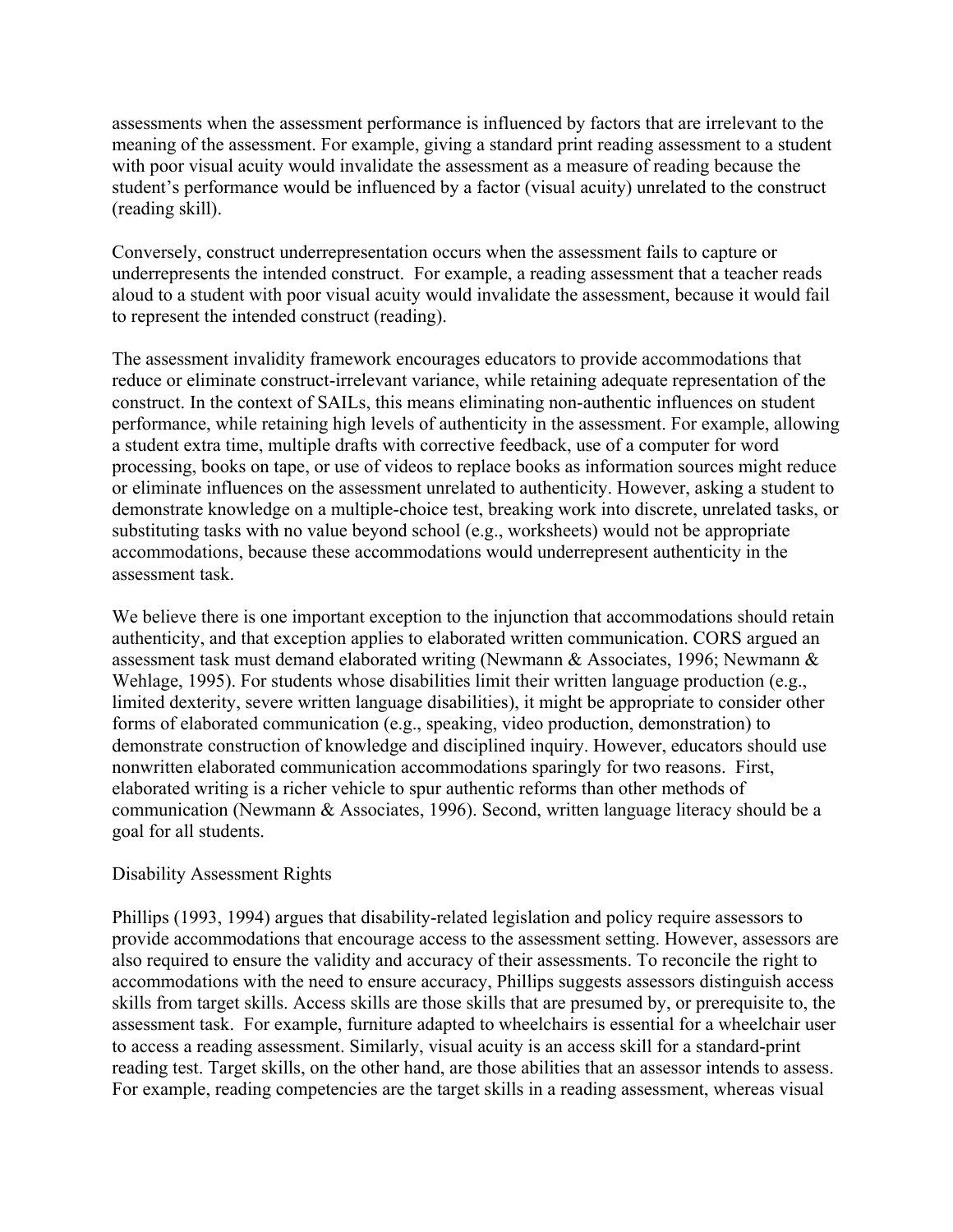assessments when the assessment performance is influenced by factors that are irrelevant to the meaning of the assessment. For example, giving a standard print reading assessment to a student with poor visual acuity would invalidate the assessment as a measure of reading because the student's performance would be influenced by a factor (visual acuity) unrelated to the construct (reading skill).

Conversely, construct underrepresentation occurs when the assessment fails to capture or underrepresents the intended construct. For example, a reading assessment that a teacher reads aloud to a student with poor visual acuity would invalidate the assessment, because it would fail to represent the intended construct (reading).

The assessment invalidity framework encourages educators to provide accommodations that reduce or eliminate construct-irrelevant variance, while retaining adequate representation of the construct. In the context of SAILs, this means eliminating non-authentic influences on student performance, while retaining high levels of authenticity in the assessment. For example, allowing a student extra time, multiple drafts with corrective feedback, use of a computer for word processing, books on tape, or use of videos to replace books as information sources might reduce or eliminate influences on the assessment unrelated to authenticity. However, asking a student to demonstrate knowledge on a multiple-choice test, breaking work into discrete, unrelated tasks, or substituting tasks with no value beyond school (e.g., worksheets) would not be appropriate accommodations, because these accommodations would underrepresent authenticity in the assessment task.

We believe there is one important exception to the injunction that accommodations should retain authenticity, and that exception applies to elaborated written communication. CORS argued an assessment task must demand elaborated writing (Newmann & Associates, 1996; Newmann & Wehlage, 1995). For students whose disabilities limit their written language production (e.g., limited dexterity, severe written language disabilities), it might be appropriate to consider other forms of elaborated communication (e.g., speaking, video production, demonstration) to demonstrate construction of knowledge and disciplined inquiry. However, educators should use nonwritten elaborated communication accommodations sparingly for two reasons. First, elaborated writing is a richer vehicle to spur authentic reforms than other methods of communication (Newmann & Associates, 1996). Second, written language literacy should be a goal for all students.

## Disability Assessment Rights

Phillips (1993, 1994) argues that disability-related legislation and policy require assessors to provide accommodations that encourage access to the assessment setting. However, assessors are also required to ensure the validity and accuracy of their assessments. To reconcile the right to accommodations with the need to ensure accuracy, Phillips suggests assessors distinguish access skills from target skills. Access skills are those skills that are presumed by, or prerequisite to, the assessment task. For example, furniture adapted to wheelchairs is essential for a wheelchair user to access a reading assessment. Similarly, visual acuity is an access skill for a standard-print reading test. Target skills, on the other hand, are those abilities that an assessor intends to assess. For example, reading competencies are the target skills in a reading assessment, whereas visual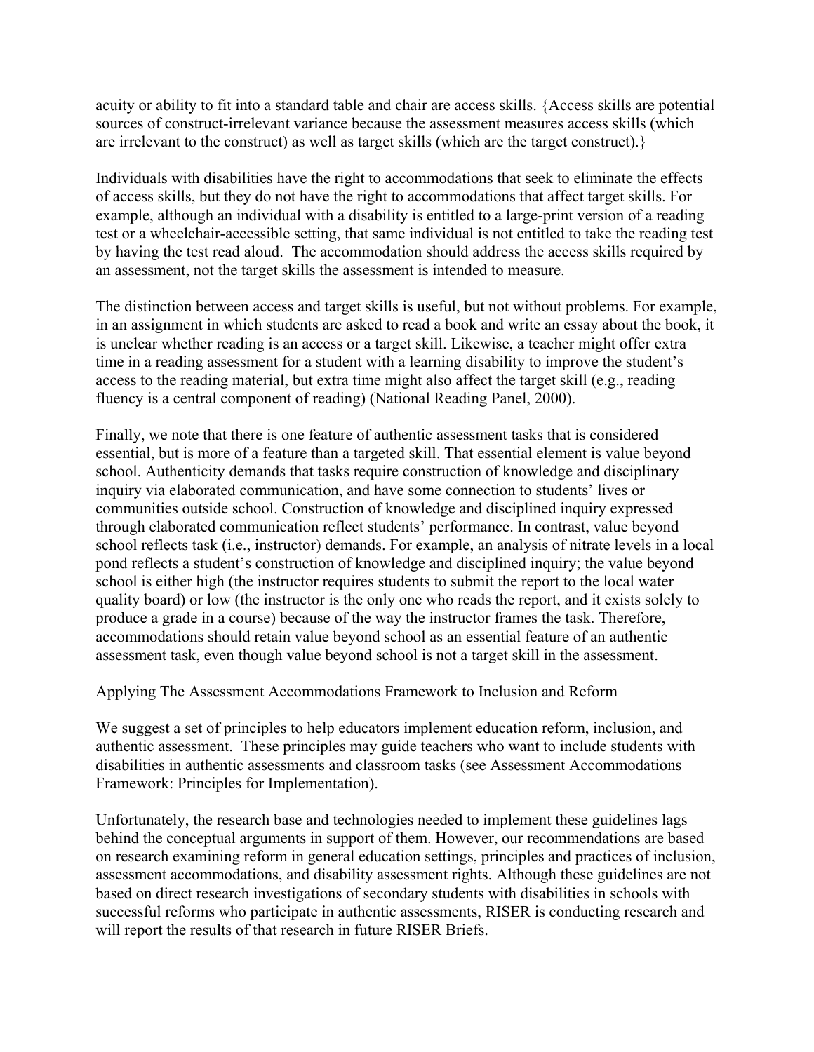acuity or ability to fit into a standard table and chair are access skills. {Access skills are potential sources of construct-irrelevant variance because the assessment measures access skills (which are irrelevant to the construct) as well as target skills (which are the target construct).}

Individuals with disabilities have the right to accommodations that seek to eliminate the effects of access skills, but they do not have the right to accommodations that affect target skills. For example, although an individual with a disability is entitled to a large-print version of a reading test or a wheelchair-accessible setting, that same individual is not entitled to take the reading test by having the test read aloud. The accommodation should address the access skills required by an assessment, not the target skills the assessment is intended to measure.

The distinction between access and target skills is useful, but not without problems. For example, in an assignment in which students are asked to read a book and write an essay about the book, it is unclear whether reading is an access or a target skill. Likewise, a teacher might offer extra time in a reading assessment for a student with a learning disability to improve the student's access to the reading material, but extra time might also affect the target skill (e.g., reading fluency is a central component of reading) (National Reading Panel, 2000).

Finally, we note that there is one feature of authentic assessment tasks that is considered essential, but is more of a feature than a targeted skill. That essential element is value beyond school. Authenticity demands that tasks require construction of knowledge and disciplinary inquiry via elaborated communication, and have some connection to students' lives or communities outside school. Construction of knowledge and disciplined inquiry expressed through elaborated communication reflect students' performance. In contrast, value beyond school reflects task (i.e., instructor) demands. For example, an analysis of nitrate levels in a local pond reflects a student's construction of knowledge and disciplined inquiry; the value beyond school is either high (the instructor requires students to submit the report to the local water quality board) or low (the instructor is the only one who reads the report, and it exists solely to produce a grade in a course) because of the way the instructor frames the task. Therefore, accommodations should retain value beyond school as an essential feature of an authentic assessment task, even though value beyond school is not a target skill in the assessment.

## Applying The Assessment Accommodations Framework to Inclusion and Reform

We suggest a set of principles to help educators implement education reform, inclusion, and authentic assessment. These principles may guide teachers who want to include students with disabilities in authentic assessments and classroom tasks (see Assessment Accommodations Framework: Principles for Implementation).

Unfortunately, the research base and technologies needed to implement these guidelines lags behind the conceptual arguments in support of them. However, our recommendations are based on research examining reform in general education settings, principles and practices of inclusion, assessment accommodations, and disability assessment rights. Although these guidelines are not based on direct research investigations of secondary students with disabilities in schools with successful reforms who participate in authentic assessments, RISER is conducting research and will report the results of that research in future RISER Briefs.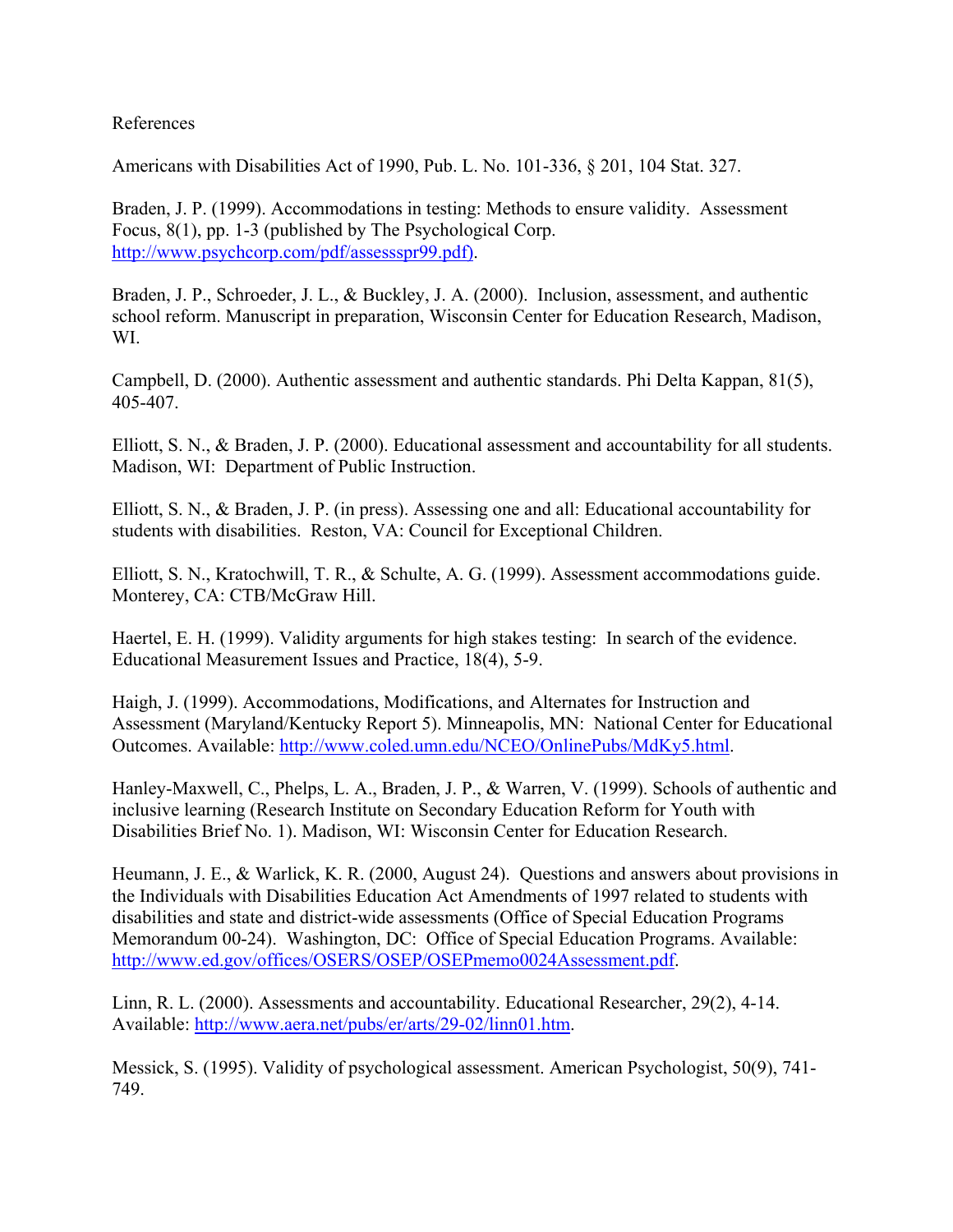References

Americans with Disabilities Act of 1990, Pub. L. No. 101-336, § 201, 104 Stat. 327.

Braden, J. P. (1999). Accommodations in testing: Methods to ensure validity. Assessment Focus, 8(1), pp. 1-3 (published by The Psychological Corp. http://www.psychcorp.com/pdf/assessspr99.pdf).

Braden, J. P., Schroeder, J. L., & Buckley, J. A. (2000). Inclusion, assessment, and authentic school reform. Manuscript in preparation, Wisconsin Center for Education Research, Madison, WI.

Campbell, D. (2000). Authentic assessment and authentic standards. Phi Delta Kappan, 81(5), 405-407.

Elliott, S. N., & Braden, J. P. (2000). Educational assessment and accountability for all students. Madison, WI: Department of Public Instruction.

Elliott, S. N., & Braden, J. P. (in press). Assessing one and all: Educational accountability for students with disabilities. Reston, VA: Council for Exceptional Children.

Elliott, S. N., Kratochwill, T. R., & Schulte, A. G. (1999). Assessment accommodations guide. Monterey, CA: CTB/McGraw Hill.

Haertel, E. H. (1999). Validity arguments for high stakes testing: In search of the evidence. Educational Measurement Issues and Practice, 18(4), 5-9.

Haigh, J. (1999). Accommodations, Modifications, and Alternates for Instruction and Assessment (Maryland/Kentucky Report 5). Minneapolis, MN: National Center for Educational Outcomes. Available: http://www.coled.umn.edu/NCEO/OnlinePubs/MdKy5.html.

Hanley-Maxwell, C., Phelps, L. A., Braden, J. P., & Warren, V. (1999). Schools of authentic and inclusive learning (Research Institute on Secondary Education Reform for Youth with Disabilities Brief No. 1). Madison, WI: Wisconsin Center for Education Research.

Heumann, J. E., & Warlick, K. R. (2000, August 24). Questions and answers about provisions in the Individuals with Disabilities Education Act Amendments of 1997 related to students with disabilities and state and district-wide assessments (Office of Special Education Programs Memorandum 00-24). Washington, DC: Office of Special Education Programs. Available: http://www.ed.gov/offices/OSERS/OSEP/OSEPmemo0024Assessment.pdf.

Linn, R. L. (2000). Assessments and accountability. Educational Researcher, 29(2), 4-14. Available: http://www.aera.net/pubs/er/arts/29-02/linn01.htm.

Messick, S. (1995). Validity of psychological assessment. American Psychologist, 50(9), 741-749.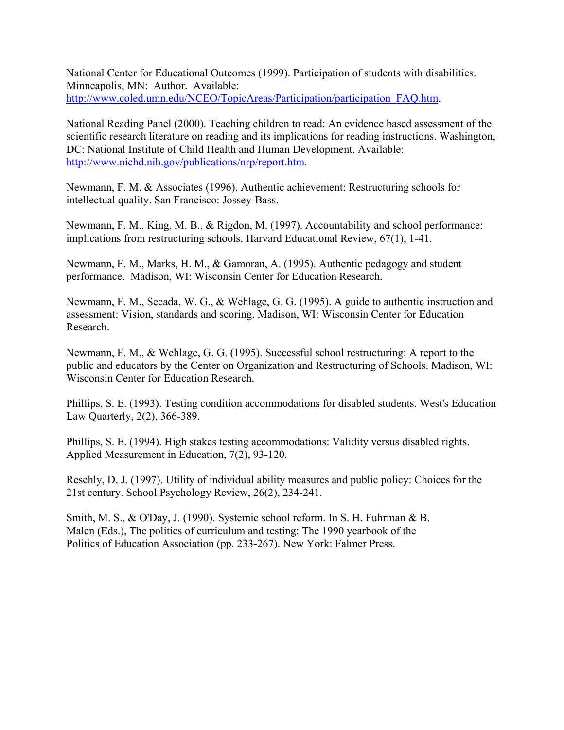National Center for Educational Outcomes (1999). Participation of students with disabilities. Minneapolis, MN: Author. Available: http://www.coled.umn.edu/NCEO/TopicAreas/Participation/participation_FAQ.htm.

National Reading Panel (2000). Teaching children to read: An evidence based assessment of the scientific research literature on reading and its implications for reading instructions. Washington, DC: National Institute of Child Health and Human Development. Available: http://www.nichd.nih.gov/publications/nrp/report.htm.

Newmann, F. M. & Associates (1996). Authentic achievement: Restructuring schools for intellectual quality. San Francisco: Jossey-Bass.

Newmann, F. M., King, M. B., & Rigdon, M. (1997). Accountability and school performance: implications from restructuring schools. Harvard Educational Review, 67(1), 1-41.

Newmann, F. M., Marks, H. M., & Gamoran, A. (1995). Authentic pedagogy and student performance. Madison, WI: Wisconsin Center for Education Research.

Newmann, F. M., Secada, W. G., & Wehlage, G. G. (1995). A guide to authentic instruction and assessment: Vision, standards and scoring. Madison, WI: Wisconsin Center for Education Research.

Newmann, F. M., & Wehlage, G. G. (1995). Successful school restructuring: A report to the public and educators by the Center on Organization and Restructuring of Schools. Madison, WI: Wisconsin Center for Education Research.

Phillips, S. E. (1993). Testing condition accommodations for disabled students. West's Education Law Quarterly, 2(2), 366-389.

Phillips, S. E. (1994). High stakes testing accommodations: Validity versus disabled rights. Applied Measurement in Education, 7(2), 93-120.

Reschly, D. J. (1997). Utility of individual ability measures and public policy: Choices for the 21st century. School Psychology Review, 26(2), 234-241.

Smith, M. S., & O'Day, J. (1990). Systemic school reform. In S. H. Fuhrman & B. Malen (Eds.), The politics of curriculum and testing: The 1990 yearbook of the Politics of Education Association (pp. 233-267). New York: Falmer Press.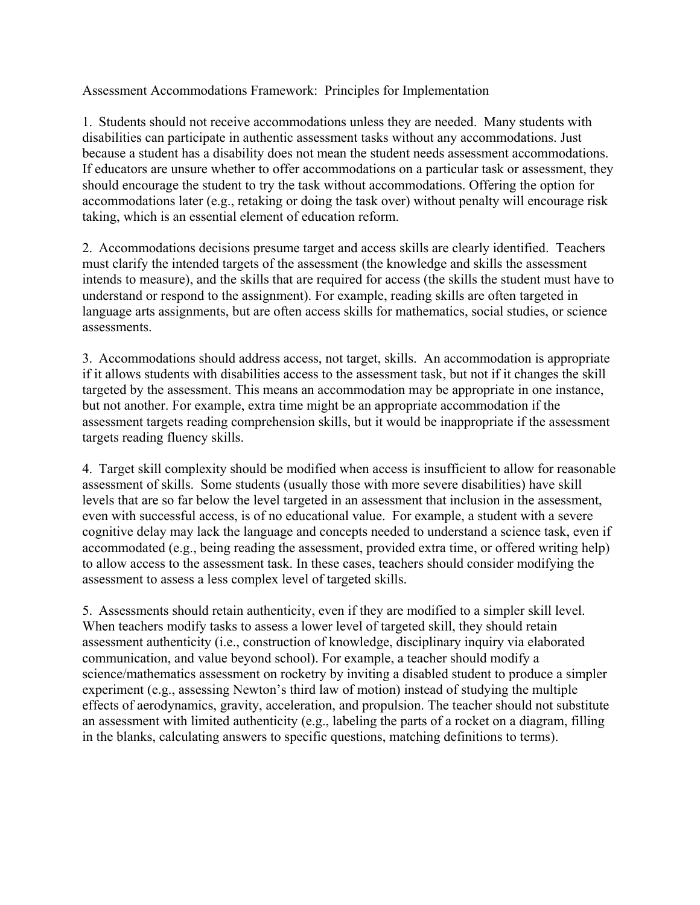Assessment Accommodations Framework: Principles for Implementation

1. Students should not receive accommodations unless they are needed. Many students with disabilities can participate in authentic assessment tasks without any accommodations. Just because a student has a disability does not mean the student needs assessment accommodations. If educators are unsure whether to offer accommodations on a particular task or assessment, they should encourage the student to try the task without accommodations. Offering the option for accommodations later (e.g., retaking or doing the task over) without penalty will encourage risk taking, which is an essential element of education reform.

2. Accommodations decisions presume target and access skills are clearly identified. Teachers must clarify the intended targets of the assessment (the knowledge and skills the assessment intends to measure), and the skills that are required for access (the skills the student must have to understand or respond to the assignment). For example, reading skills are often targeted in language arts assignments, but are often access skills for mathematics, social studies, or science assessments.

3. Accommodations should address access, not target, skills. An accommodation is appropriate if it allows students with disabilities access to the assessment task, but not if it changes the skill targeted by the assessment. This means an accommodation may be appropriate in one instance, but not another. For example, extra time might be an appropriate accommodation if the assessment targets reading comprehension skills, but it would be inappropriate if the assessment targets reading fluency skills.

4. Target skill complexity should be modified when access is insufficient to allow for reasonable assessment of skills. Some students (usually those with more severe disabilities) have skill levels that are so far below the level targeted in an assessment that inclusion in the assessment, even with successful access, is of no educational value. For example, a student with a severe cognitive delay may lack the language and concepts needed to understand a science task, even if accommodated (e.g., being reading the assessment, provided extra time, or offered writing help) to allow access to the assessment task. In these cases, teachers should consider modifying the assessment to assess a less complex level of targeted skills.

5. Assessments should retain authenticity, even if they are modified to a simpler skill level. When teachers modify tasks to assess a lower level of targeted skill, they should retain assessment authenticity (i.e., construction of knowledge, disciplinary inquiry via elaborated communication, and value beyond school). For example, a teacher should modify a science/mathematics assessment on rocketry by inviting a disabled student to produce a simpler experiment (e.g., assessing Newton's third law of motion) instead of studying the multiple effects of aerodynamics, gravity, acceleration, and propulsion. The teacher should not substitute an assessment with limited authenticity (e.g., labeling the parts of a rocket on a diagram, filling in the blanks, calculating answers to specific questions, matching definitions to terms).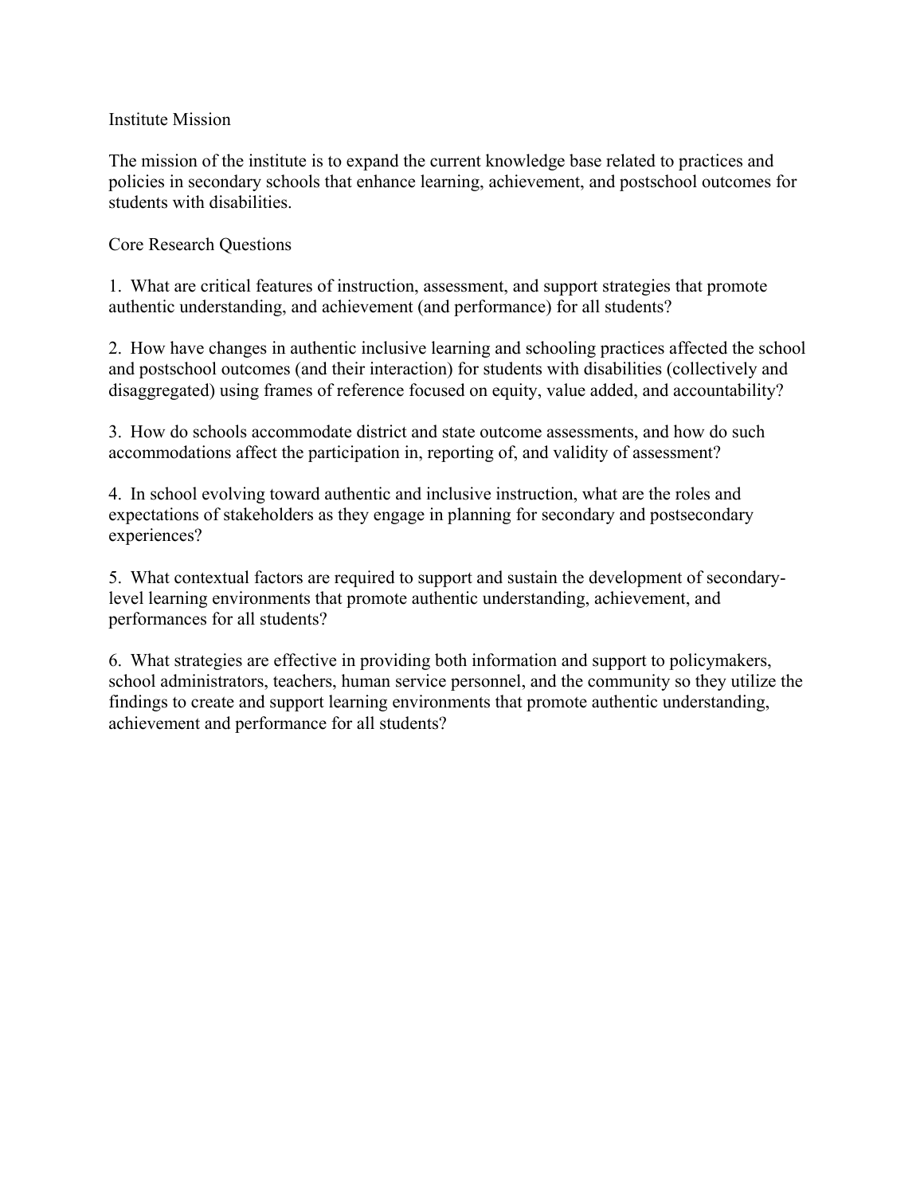## Institute Mission

The mission of the institute is to expand the current knowledge base related to practices and policies in secondary schools that enhance learning, achievement, and postschool outcomes for students with disabilities.

## Core Research Questions

1. What are critical features of instruction, assessment, and support strategies that promote authentic understanding, and achievement (and performance) for all students?

2. How have changes in authentic inclusive learning and schooling practices affected the school and postschool outcomes (and their interaction) for students with disabilities (collectively and disaggregated) using frames of reference focused on equity, value added, and accountability?

3. How do schools accommodate district and state outcome assessments, and how do such accommodations affect the participation in, reporting of, and validity of assessment?

4. In school evolving toward authentic and inclusive instruction, what are the roles and expectations of stakeholders as they engage in planning for secondary and postsecondary experiences?

5. What contextual factors are required to support and sustain the development of secondary-level learning environments that promote authentic understanding, achievement, and performances for all students?

6. What strategies are effective in providing both information and support to policymakers, school administrators, teachers, human service personnel, and the community so they utilize the findings to create and support learning environments that promote authentic understanding, achievement and performance for all students?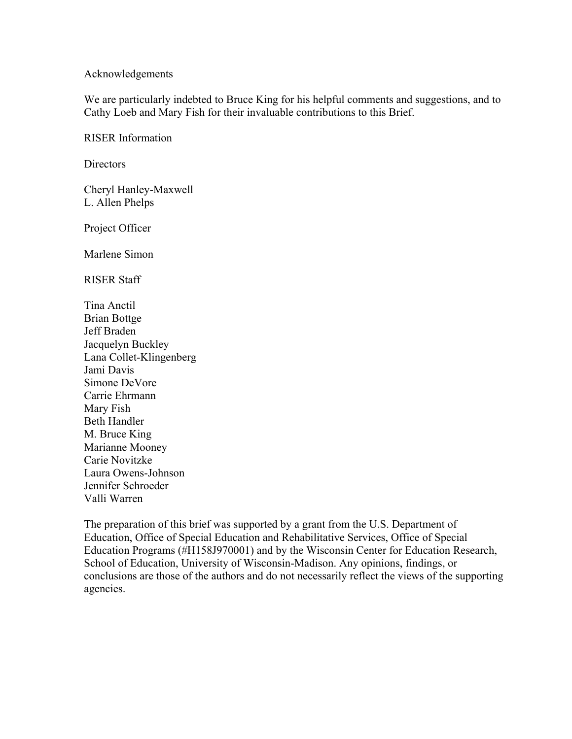## Acknowledgements

We are particularly indebted to Bruce King for his helpful comments and suggestions, and to Cathy Loeb and Mary Fish for their invaluable contributions to this Brief.

## RISER Information

### Directors

Cheryl Hanley-Maxwell
L. Allen Phelps

### Project Officer

Marlene Simon

### RISER Staff

Tina Anctil
Brian Bottge
Jeff Braden
Jacquelyn Buckley
Lana Collet-Klingenberg
Jami Davis
Simone DeVore
Carrie Ehrmann
Mary Fish
Beth Handler
M. Bruce King
Marianne Mooney
Carie Novitzke
Laura Owens-Johnson
Jennifer Schroeder
Valli Warren

The preparation of this brief was supported by a grant from the U.S. Department of Education, Office of Special Education and Rehabilitative Services, Office of Special Education Programs (#H158J970001) and by the Wisconsin Center for Education Research, School of Education, University of Wisconsin-Madison. Any opinions, findings, or conclusions are those of the authors and do not necessarily reflect the views of the supporting agencies.